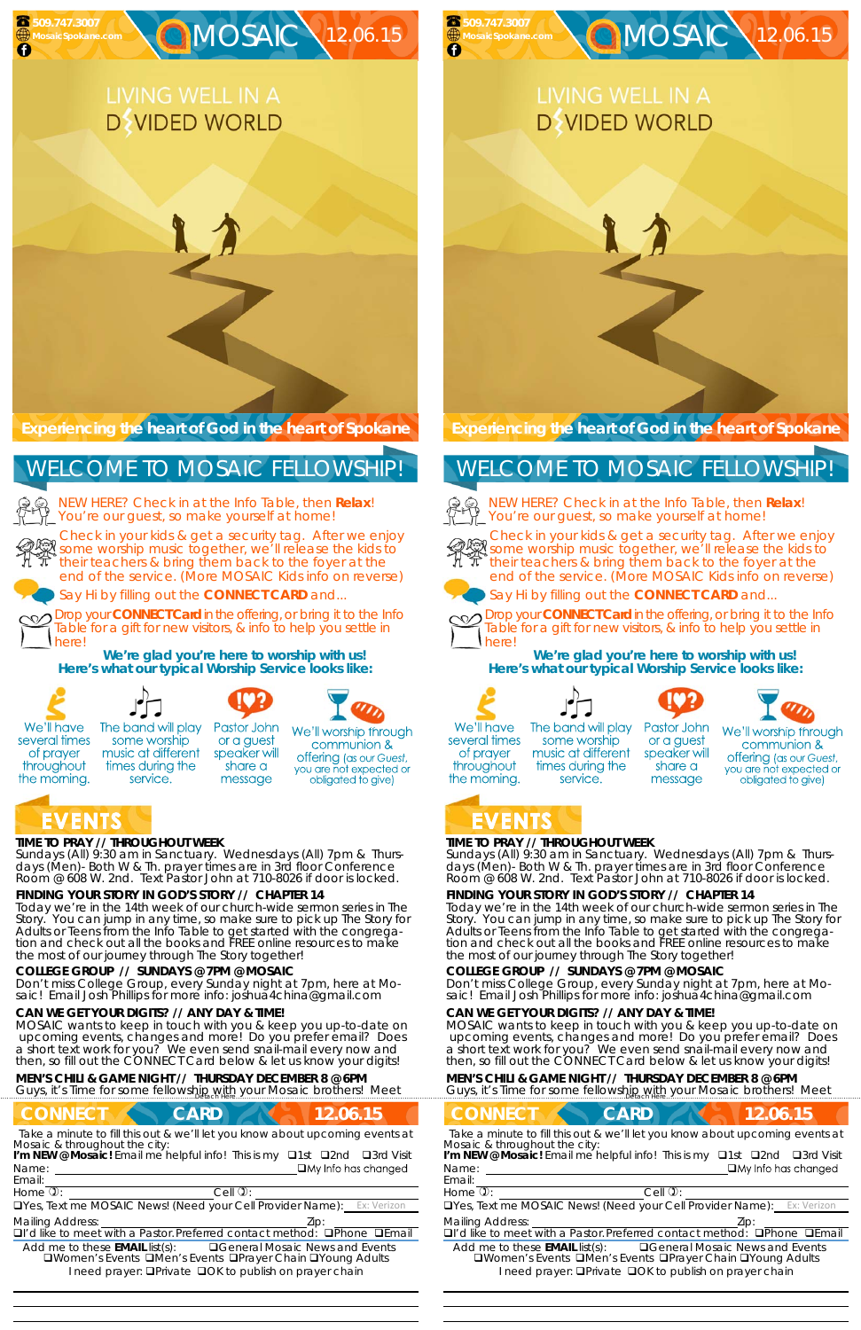509.747.3007
MosaicSpokane.com

# MOSAIC 12.06.15

## LIVING WELL IN A DIVIDED WORLD

**Experiencing the heart of God in the heart of Spokane**

## WELCOME TO MOSAIC FELLOWSHIP!

NEW HERE? Check in at the Info Table, then **Relax**! You're our guest, so make yourself at home!

Check in your kids & get a security tag. After we enjoy some worship music together, we'll release the kids to their teachers & bring them back to the foyer at the end of the service. (More MOSAIC Kids info on reverse)

Say Hi by filling out the **CONNECT CARD** and...

Drop your **CONNECT Card** in the offering, or bring it to the Info Table for a gift for new visitors, & info to help you settle in here!

**We're glad you're here to worship with us!**
**Here's what our typical Worship Service looks like:**

- We'll have several times of prayer throughout the morning.
- The band will play some worship music at different times during the service.
- Pastor John or a guest speaker will share a message
- We'll worship through communion & offering (as our Guest, you are not expected or obligated to give)

## EVENTS

**TIME TO PRAY // THROUGHOUT WEEK**
Sundays (All) 9:30 am in Sanctuary. Wednesdays (All) 7pm & Thursdays (Men)- Both W & Th. prayer times are in 3rd floor Conference Room @ 608 W. 2nd. Text Pastor John at 710-8026 if door is locked.

**FINDING YOUR STORY IN GOD'S STORY // CHAPTER 14**
Today we're in the 14th week of our church-wide sermon series in The Story. You can jump in any time, so make sure to pick up The Story for Adults or Teens from the Info Table to get started with the congregation and check out all the books and FREE online resources to make the most of our journey through The Story together!

**COLLEGE GROUP // SUNDAYS @ 7PM @ MOSAIC**
Don't miss College Group, every Sunday night at 7pm, here at Mosaic! Email Josh Phillips for more info: joshua4china@gmail.com

**CAN WE GET YOUR DIGITS? // ANY DAY & TIME!**
MOSAIC wants to keep in touch with you & keep you up-to-date on upcoming events, changes and more! Do you prefer email? Does a short text work for you? We even send snail-mail every now and then, so fill out the CONNECT Card below & let us know your digits!

**MEN'S CHILI & GAME NIGHT // THURSDAY DECEMBER 8 @ 6PM**
Guys, it's Time for some fellowship with your Mosaic brothers! Meet

Detach Here

## CONNECT CARD 12.06.15

Take a minute to fill this out & we'll let you know about upcoming events at Mosaic & throughout the city:

**I'm NEW @ Mosaic!** Email me helpful info! This is my ❑1st ❑2nd ❑3rd Visit

Name: ________________ ❑My Info has changed

Email: ________________

Home: ________________ Cell: ________________

❑Yes, Text me MOSAIC News! (Need your Cell Provider Name): Ex: Verizon

Mailing Address: ________________ Zip: ________

❑I'd like to meet with a Pastor. Preferred contact method: ❑Phone ❑Email

Add me to these **EMAIL** list(s): ❑General Mosaic News and Events ❑Women's Events ❑Men's Events ❑Prayer Chain ❑Young Adults

I need prayer: ❑Private ❑OK to publish on prayer chain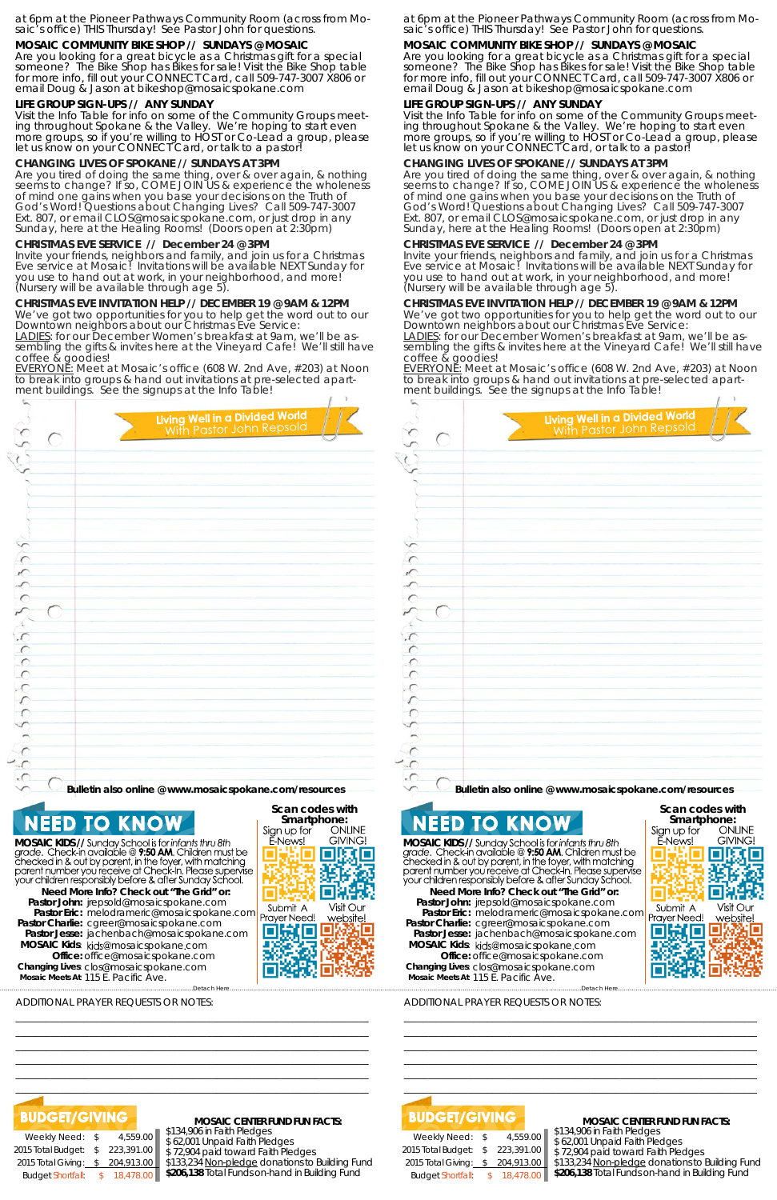at 6pm at the Pioneer Pathways Community Room (across from Mosaic's office) THIS Thursday! See Pastor John for questions.

**MOSAIC COMMUNITY BIKE SHOP // SUNDAYS @ MOSAIC**
Are you looking for a great bicycle as a Christmas gift for a special someone? The Bike Shop has Bikes for sale! Visit the Bike Shop table for more info, fill out your CONNECT Card, call 509-747-3007 X806 or email Doug & Jason at bikeshop@mosaicspokane.com

**LIFE GROUP SIGN-UPS // ANY SUNDAY**
Visit the Info Table for info on some of the Community Groups meeting throughout Spokane & the Valley. We're hoping to start even more groups, so if you're willing to HOST or Co-Lead a group, please let us know on your CONNECT Card, or talk to a pastor!

**CHANGING LIVES OF SPOKANE // SUNDAYS AT 3PM**
Are you tired of doing the same thing, over & over again, & nothing seems to change? If so, COME JOIN US & experience the wholeness of mind one gains when you base your decisions on the Truth of God's Word! Questions about Changing Lives? Call 509-747-3007 Ext. 807, or email CLOS@mosaicspokane.com, or just drop in any Sunday, here at the Healing Rooms! (Doors open at 2:30pm)

**CHRISTMAS EVE SERVICE // December 24 @ 3PM**
Invite your friends, neighbors and family, and join us for a Christmas Eve service at Mosaic! Invitations will be available NEXT Sunday for you use to hand out at work, in your neighborhood, and more! (Nursery will be available through age 5).

**CHRISTMAS EVE INVITATION HELP // DECEMBER 19 @ 9AM & 12PM**
We've got two opportunities for you to help get the word out to our Downtown neighbors about our Christmas Eve Service:
LADIES: for our December Women's breakfast at 9am, we'll be assembling the gifts & invites here at the Vineyard Cafe! We'll still have coffee & goodies!
EVERYONE: Meet at Mosaic's office (608 W. 2nd Ave, #203) at Noon to break into groups & hand out invitations at pre-selected apartment buildings. See the signups at the Info Table!

Living Well in a Divided World
With Pastor John Repsold

Bulletin also online @ www.mosaicspokane.com/resources

## NEED TO KNOW

**MOSAIC KIDS //** Sunday School is for infants thru 8th grade. Check-in available @ **9:50 AM**. Children must be checked in & out by parent, in the foyer, with matching parent number you receive at Check-In. Please supervise your children responsibly before & after Sunday School.

**Need More Info? Check out "The Grid" or:**
**Pastor John:** jrepsold@mosaicspokane.com
**Pastor Eric:** melodrameric@mosaicspokane.com
**Pastor Charlie:** cgreer@mosaicspokane.com
**Pastor Jesse:** jachenbach@mosaicspokane.com
**MOSAIC Kids:** kids@mosaicspokane.com
**Office:** office@mosaicspokane.com
**Changing Lives:** clos@mosaicspokane.com
**Mosaic Meets At:** 115 E. Pacific Ave.

**Scan codes with Smartphone:**
Sign up for E-News! — ONLINE GIVING! — Submit A Prayer Need! — Visit Our website!

Detach Here

ADDITIONAL PRAYER REQUESTS OR NOTES:

## BUDGET/GIVING

| | | |
|---|---|---|
| Weekly Need: | $ | 4,559.00 |
| 2015 Total Budget: | $ | 223,391.00 |
| 2015 Total Giving: | $ | 204,913.00 |
| Budget Shortfall: | $ | 18,478.00 |

**MOSAIC CENTER FUND FUN FACTS:**
$134,906 in Faith Pledges
$ 62,001 Unpaid Faith Pledges
$ 72,904 paid toward Faith Pledges
$133,234 Non-pledge donations to Building Fund
**$206,138** Total Funds on-hand in Building Fund